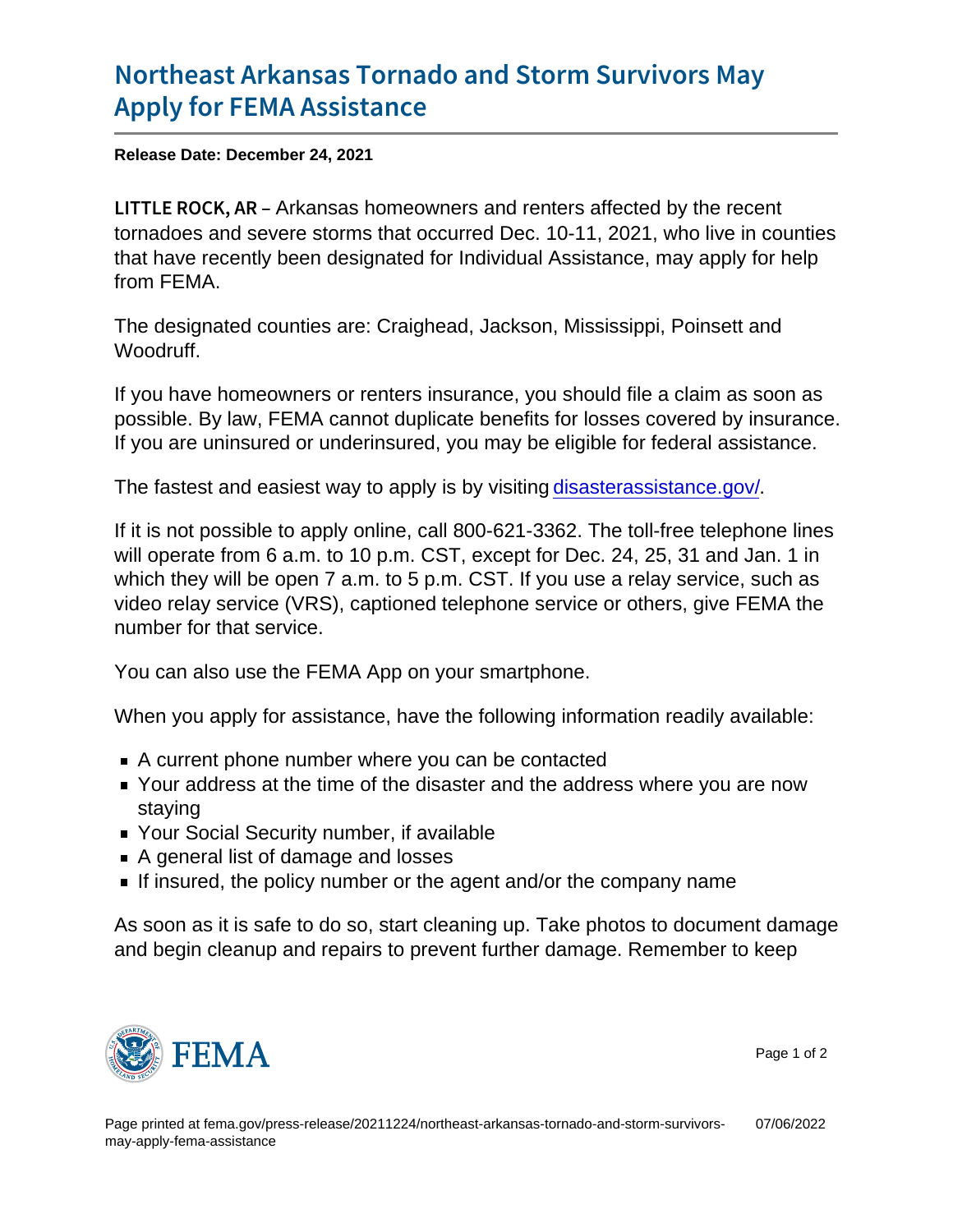# Northeast Arkansas Tornado and Storm Survivors May Apply for FEMA Assistance

**Release Date: December 24, 2021**

LITTLE ROCK, AR – Arkansas homeowners and renters affected by the recent tornadoes and severe storms that occurred Dec. 10-11, 2021, who live in counties that have recently been designated for Individual Assistance, may apply for help from FEMA.

The designated counties are: Craighead, Jackson, Mississippi, Poinsett and Woodruff.

If you have homeowners or renters insurance, you should file a claim as soon as possible. By law, FEMA cannot duplicate benefits for losses covered by insurance. If you are uninsured or underinsured, you may be eligible for federal assistance.

The fastest and easiest way to apply is by visiting [disasterassistance.gov/](disasterassistance.gov/).

If it is not possible to apply online, call 800-621-3362. The toll-free telephone lines will operate from 6 a.m. to 10 p.m. CST, except for Dec. 24, 25, 31 and Jan. 1 in which they will be open 7 a.m. to 5 p.m. CST. If you use a relay service, such as video relay service (VRS), captioned telephone service or others, give FEMA the number for that service.

You can also use the FEMA App on your smartphone.

When you apply for assistance, have the following information readily available:

- A current phone number where you can be contacted
- Your address at the time of the disaster and the address where you are now staying
- Your Social Security number, if available
- A general list of damage and losses
- If insured, the policy number or the agent and/or the company name

As soon as it is safe to do so, start cleaning up. Take photos to document damage and begin cleanup and repairs to prevent further damage. Remember to keep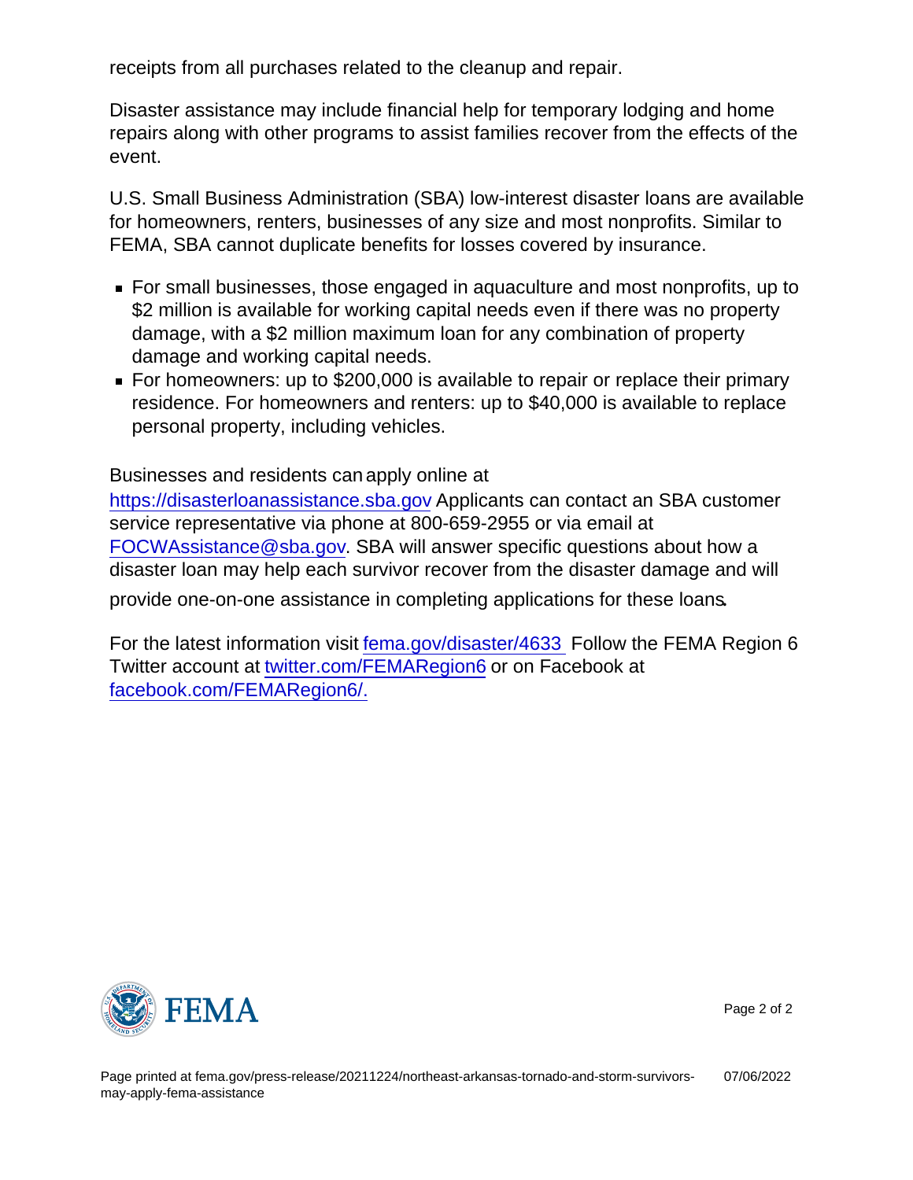receipts from all purchases related to the cleanup and repair.

Disaster assistance may include financial help for temporary lodging and home repairs along with other programs to assist families recover from the effects of the event.

U.S. Small Business Administration (SBA) low-interest disaster loans are available for homeowners, renters, businesses of any size and most nonprofits. Similar to FEMA, SBA cannot duplicate benefits for losses covered by insurance.

- For small businesses, those engaged in aquaculture and most nonprofits, up to $2 million is available for working capital needs even if there was no property damage, with a $2 million maximum loan for any combination of property damage and working capital needs.
- For homeowners: up to $200,000 is available to repair or replace their primary residence. For homeowners and renters: up to $40,000 is available to replace personal property, including vehicles.

Businesses and residents can apply online at https://disasterloanassistance.sba.gov Applicants can contact an SBA customer service representative via phone at 800-659-2955 or via email at FOCWAssistance@sba.gov. SBA will answer specific questions about how a disaster loan may help each survivor recover from the disaster damage and will provide one-on-one assistance in completing applications for these loans.

For the latest information visit fema.gov/disaster/4633 Follow the FEMA Region 6 Twitter account at twitter.com/FEMARegion6 or on Facebook at facebook.com/FEMARegion6/.